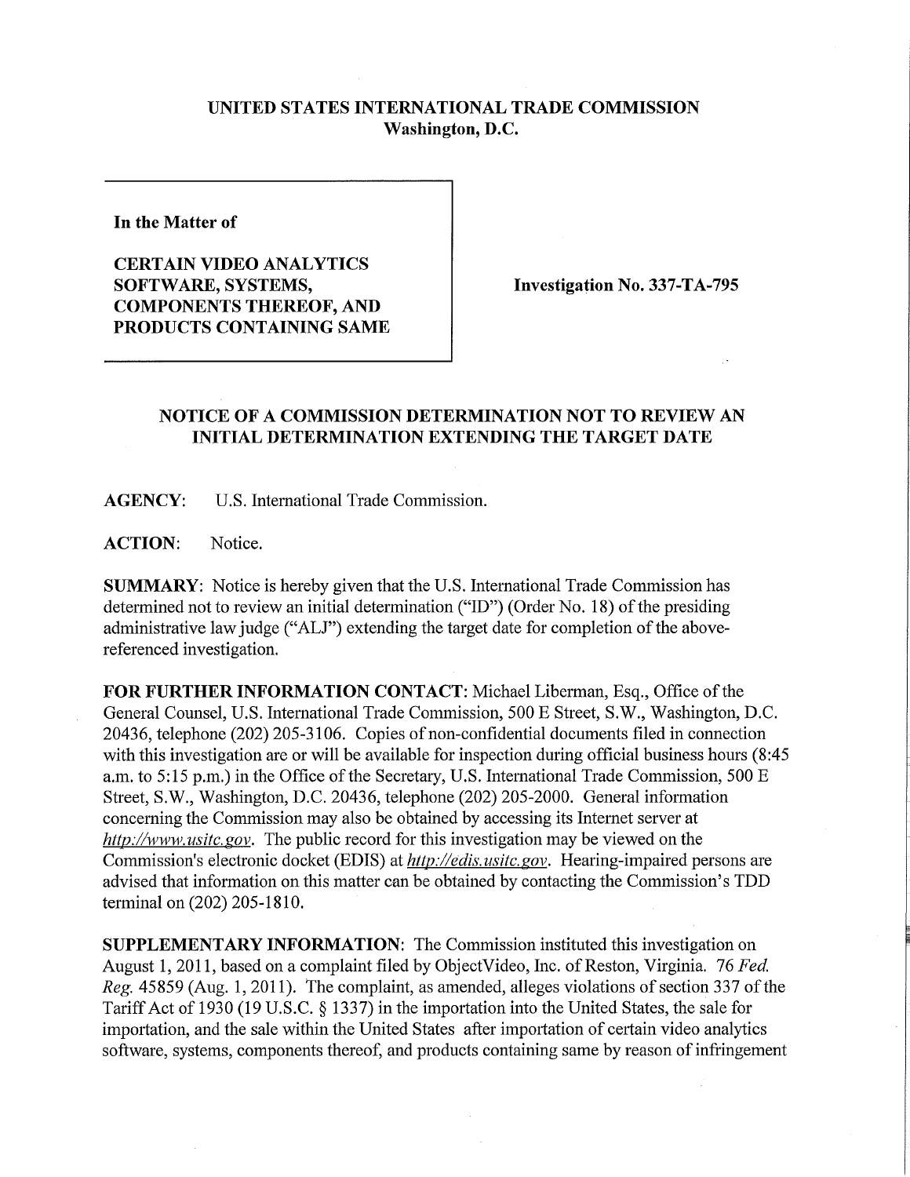**UNITED STATES INTERNATIONAL TRADE COMMISSION**
**Washington, D.C.**

| | |
|---|---|
| **In the Matter of**<br><br>**CERTAIN VIDEO ANALYTICS SOFTWARE, SYSTEMS, COMPONENTS THEREOF, AND PRODUCTS CONTAINING SAME** | **Investigation No. 337-TA-795** |

## NOTICE OF A COMMISSION DETERMINATION NOT TO REVIEW AN INITIAL DETERMINATION EXTENDING THE TARGET DATE

**AGENCY:** U.S. International Trade Commission.

**ACTION:** Notice.

**SUMMARY:** Notice is hereby given that the U.S. International Trade Commission has determined not to review an initial determination ("ID") (Order No. 18) of the presiding administrative law judge ("ALJ") extending the target date for completion of the above-referenced investigation.

**FOR FURTHER INFORMATION CONTACT:** Michael Liberman, Esq., Office of the General Counsel, U.S. International Trade Commission, 500 E Street, S.W., Washington, D.C. 20436, telephone (202) 205-3106. Copies of non-confidential documents filed in connection with this investigation are or will be available for inspection during official business hours (8:45 a.m. to 5:15 p.m.) in the Office of the Secretary, U.S. International Trade Commission, 500 E Street, S.W., Washington, D.C. 20436, telephone (202) 205-2000. General information concerning the Commission may also be obtained by accessing its Internet server at *http://www.usitc.gov*. The public record for this investigation may be viewed on the Commission's electronic docket (EDIS) at *http://edis.usitc.gov*. Hearing-impaired persons are advised that information on this matter can be obtained by contacting the Commission's TDD terminal on (202) 205-1810.

**SUPPLEMENTARY INFORMATION:** The Commission instituted this investigation on August 1, 2011, based on a complaint filed by ObjectVideo, Inc. of Reston, Virginia. 76 *Fed. Reg.* 45859 (Aug. 1, 2011). The complaint, as amended, alleges violations of section 337 of the Tariff Act of 1930 (19 U.S.C. § 1337) in the importation into the United States, the sale for importation, and the sale within the United States after importation of certain video analytics software, systems, components thereof, and products containing same by reason of infringement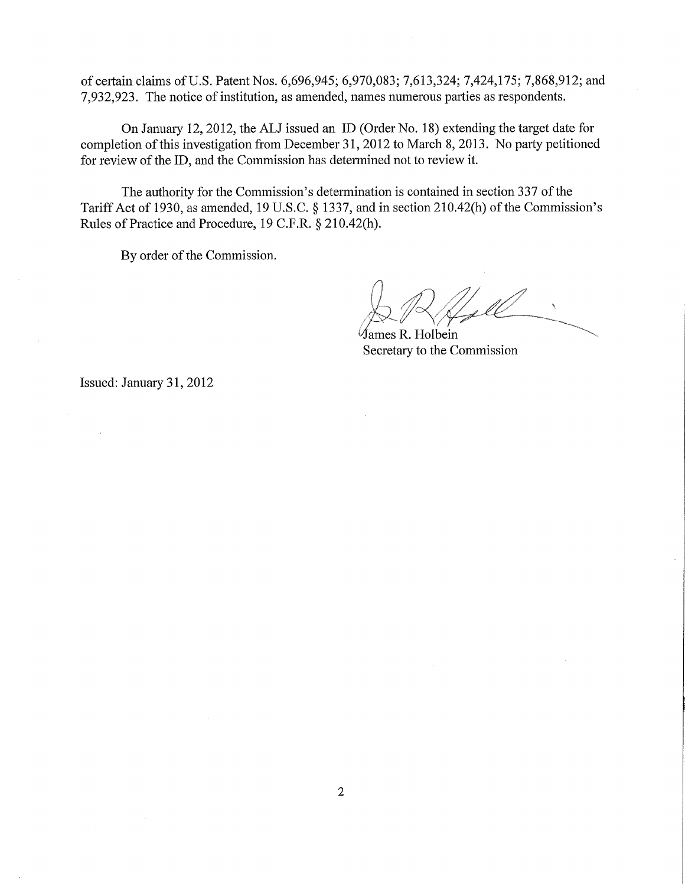of certain claims of U.S. Patent Nos. 6,696,945; 6,970,083; 7,613,324; 7,424,175; 7,868,912; and 7,932,923. The notice of institution, as amended, names numerous parties as respondents.

On January 12, 2012, the ALJ issued an ID (Order No. 18) extending the target date for completion of this investigation from December 31, 2012 to March 8, 2013. No party petitioned for review of the ID, and the Commission has determined not to review it.

The authority for the Commission's determination is contained in section 337 of the Tariff Act of 1930, as amended, 19 U.S.C. § 1337, and in section 210.42(h) of the Commission's Rules of Practice and Procedure, 19 C.F.R. § 210.42(h).

By order of the Commission.

James R. Holbein
Secretary to the Commission

Issued: January 31, 2012